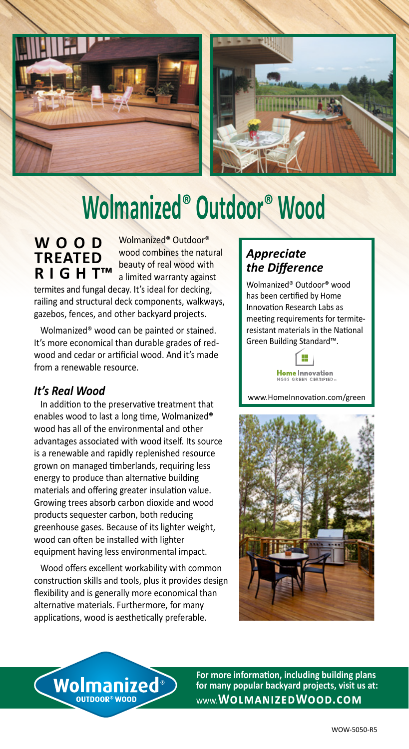# Wolmanized® Outdoor® Wood

**WOOD TREATED RIGHT™**

Wolmanized® Outdoor® wood combines the natural beauty of real wood with a limited warranty against termites and fungal decay. It's ideal for decking, railing and structural deck components, walkways, gazebos, fences, and other backyard projects.

Wolmanized® wood can be painted or stained. It's more economical than durable grades of redwood and cedar or artificial wood. And it's made from a renewable resource.

## *It's Real Wood*

In addition to the preservative treatment that enables wood to last a long time, Wolmanized® wood has all of the environmental and other advantages associated with wood itself. Its source is a renewable and rapidly replenished resource grown on managed timberlands, requiring less energy to produce than alternative building materials and offering greater insulation value. Growing trees absorb carbon dioxide and wood products sequester carbon, both reducing greenhouse gases. Because of its lighter weight, wood can often be installed with lighter equipment having less environmental impact.

Wood offers excellent workability with common construction skills and tools, plus it provides design flexibility and is generally more economical than alternative materials. Furthermore, for many applications, wood is aesthetically preferable.

## *Appreciate the Difference*

Wolmanized® Outdoor® wood has been certified by Home Innovation Research Labs as meeting requirements for termite-resistant materials in the National Green Building Standard™.

Home Innovation NGBS GREEN CERTIFIED

www.HomeInnovation.com/green

Wolmanized® OUTDOOR® WOOD

**For more information, including building plans for many popular backyard projects, visit us at:**
**www.WolmanizedWood.com**

WOW-5050-R5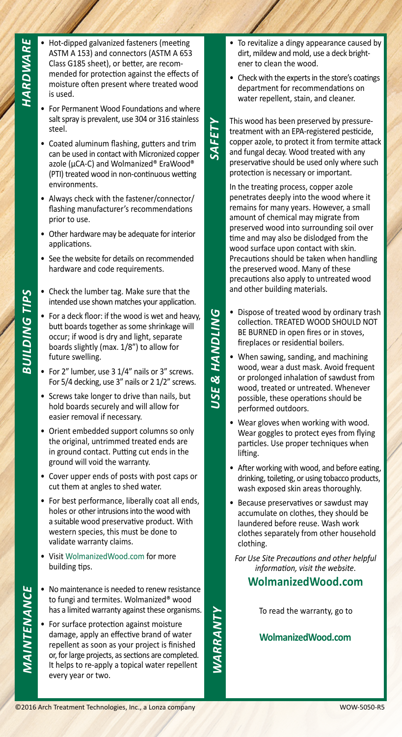## HARDWARE

- Hot-dipped galvanized fasteners (meeting ASTM A 153) and connectors (ASTM A 653 Class G185 sheet), or better, are recommended for protection against the effects of moisture often present where treated wood is used.
- For Permanent Wood Foundations and where salt spray is prevalent, use 304 or 316 stainless steel.
- Coated aluminum flashing, gutters and trim can be used in contact with Micronized copper azole (μCA-C) and Wolmanized® EraWood® (PTI) treated wood in non-continuous wetting environments.
- Always check with the fastener/connector/flashing manufacturer's recommendations prior to use.
- Other hardware may be adequate for interior applications.
- See the website for details on recommended hardware and code requirements.

## BUILDING TIPS

- Check the lumber tag. Make sure that the intended use shown matches your application.
- For a deck floor: if the wood is wet and heavy, butt boards together as some shrinkage will occur; if wood is dry and light, separate boards slightly (max. 1/8") to allow for future swelling.
- For 2" lumber, use 3 1/4" nails or 3" screws. For 5/4 decking, use 3" nails or 2 1/2" screws.
- Screws take longer to drive than nails, but hold boards securely and will allow for easier removal if necessary.
- Orient embedded support columns so only the original, untrimmed treated ends are in ground contact. Putting cut ends in the ground will void the warranty.
- Cover upper ends of posts with post caps or cut them at angles to shed water.
- For best performance, liberally coat all ends, holes or other intrusions into the wood with a suitable wood preservative product. With western species, this must be done to validate warranty claims.
- Visit WolmanizedWood.com for more building tips.

## MAINTENANCE

- No maintenance is needed to renew resistance to fungi and termites. Wolmanized® wood has a limited warranty against these organisms.
- For surface protection against moisture damage, apply an effective brand of water repellent as soon as your project is finished or, for large projects, as sections are completed. It helps to re-apply a topical water repellent every year or two.
- To revitalize a dingy appearance caused by dirt, mildew and mold, use a deck brightener to clean the wood.
- Check with the experts in the store's coatings department for recommendations on water repellent, stain, and cleaner.

## SAFETY

This wood has been preserved by pressure-treatment with an EPA-registered pesticide, copper azole, to protect it from termite attack and fungal decay. Wood treated with any preservative should be used only where such protection is necessary or important.

In the treating process, copper azole penetrates deeply into the wood where it remains for many years. However, a small amount of chemical may migrate from preserved wood into surrounding soil over time and may also be dislodged from the wood surface upon contact with skin. Precautions should be taken when handling the preserved wood. Many of these precautions also apply to untreated wood and other building materials.

## USE & HANDLING

- Dispose of treated wood by ordinary trash collection. TREATED WOOD SHOULD NOT BE BURNED in open fires or in stoves, fireplaces or residential boilers.
- When sawing, sanding, and machining wood, wear a dust mask. Avoid frequent or prolonged inhalation of sawdust from wood, treated or untreated. Whenever possible, these operations should be performed outdoors.
- Wear gloves when working with wood. Wear goggles to protect eyes from flying particles. Use proper techniques when lifting.
- After working with wood, and before eating, drinking, toileting, or using tobacco products, wash exposed skin areas thoroughly.
- Because preservatives or sawdust may accumulate on clothes, they should be laundered before reuse. Wash work clothes separately from other household clothing.

*For Use Site Precautions and other helpful information, visit the website.*

**WolmanizedWood.com**

## WARRANTY

To read the warranty, go to

**WolmanizedWood.com**

©2016 Arch Treatment Technologies, Inc., a Lonza company

WOW-5050-R5